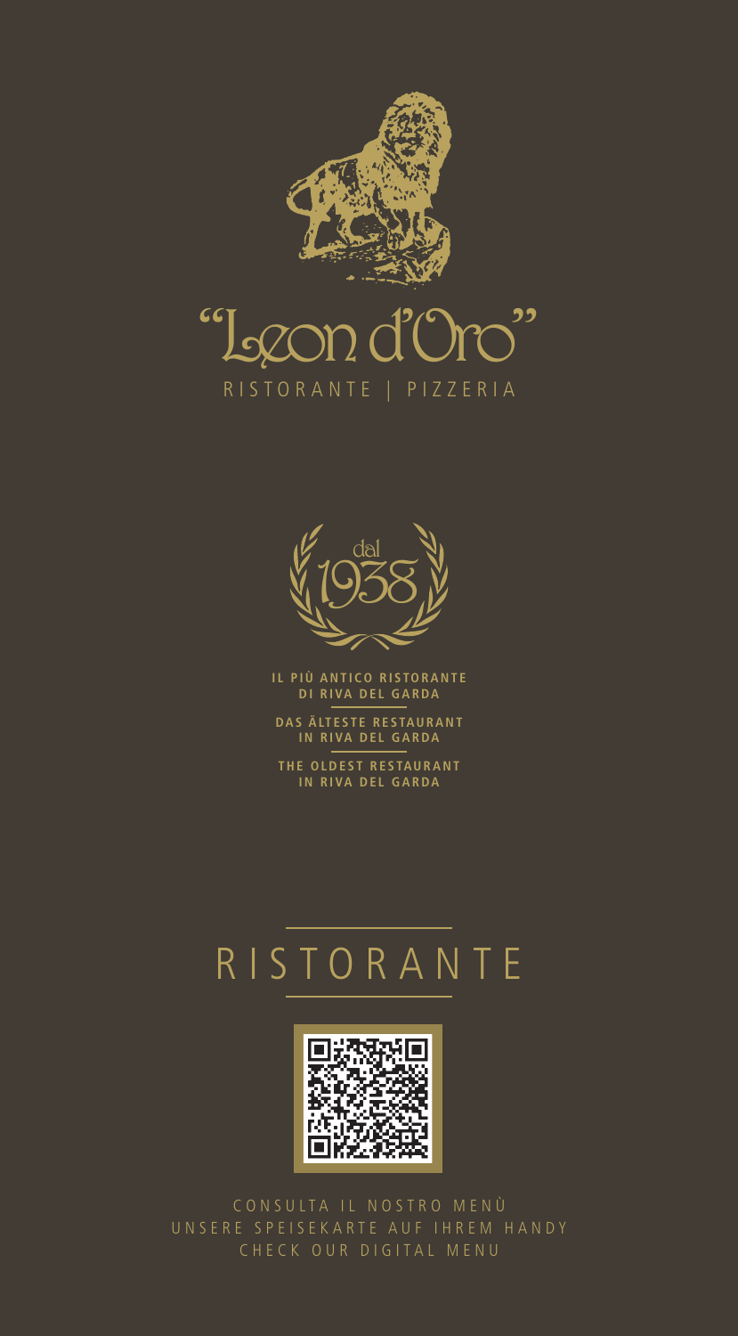# "Leon d'Oro"

RISTORANTE | PIZZERIA

dal 1938

**IL PIÙ ANTICO RISTORANTE DI RIVA DEL GARDA**

**DAS ÄLTESTE RESTAURANT IN RIVA DEL GARDA**

**THE OLDEST RESTAURANT IN RIVA DEL GARDA**

## RISTORANTE

CONSULTA IL NOSTRO MENÙ
UNSERE SPEISEKARTE AUF IHREM HANDY
CHECK OUR DIGITAL MENU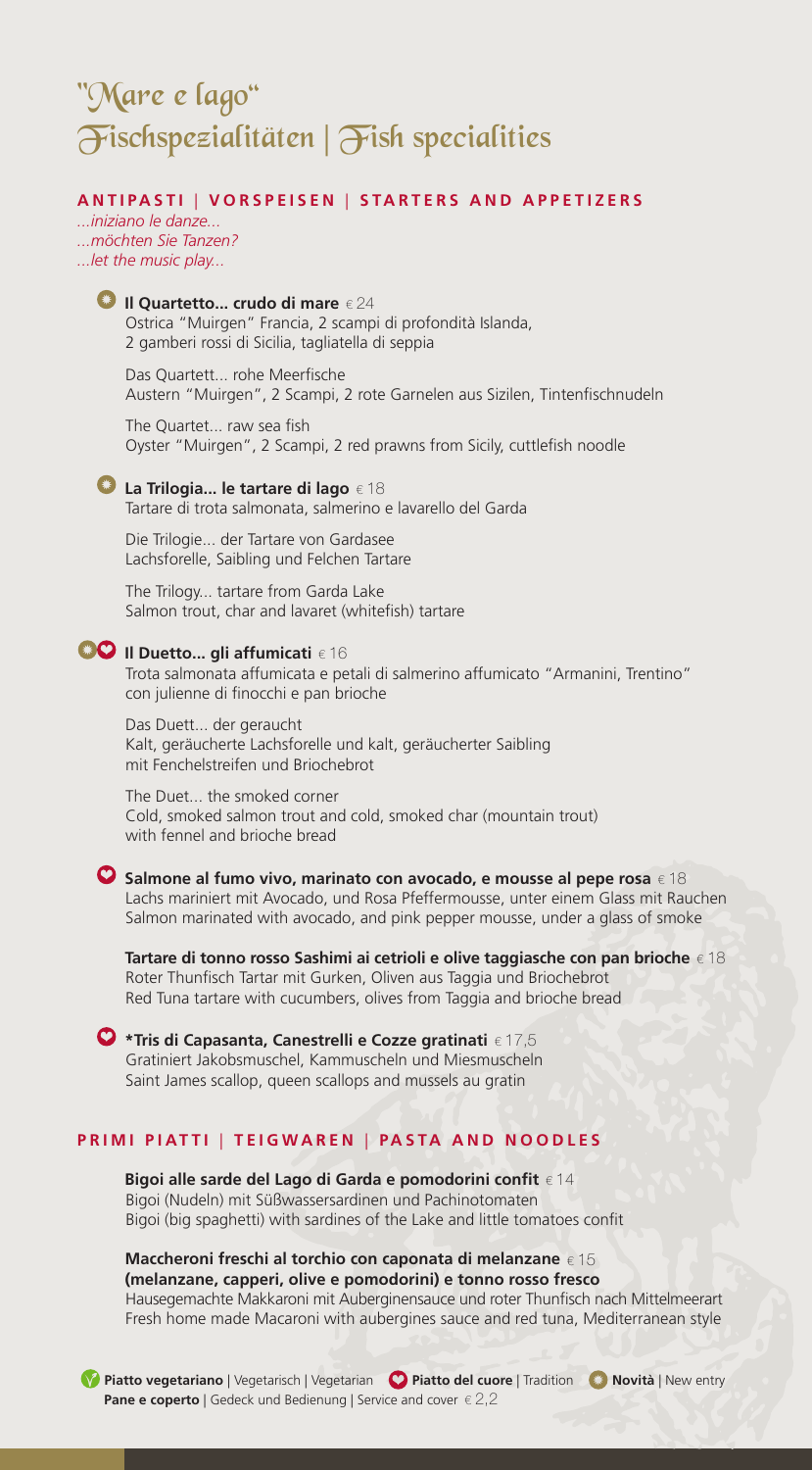# "Mare e lago"
# Fischspezialitäten | Fish specialities

## ANTIPASTI | VORSPEISEN | STARTERS AND APPETIZERS

*...iniziano le danze...*
*...möchten Sie Tanzen?*
*...let the music play...*

**Il Quartetto... crudo di mare** € 24
Ostrica "Muirgen" Francia, 2 scampi di profondità Islanda, 2 gamberi rossi di Sicilia, tagliatella di seppia

Das Quartett... rohe Meerfische
Austern "Muirgen", 2 Scampi, 2 rote Garnelen aus Sizilen, Tintenfischnudeln

The Quartet... raw sea fish
Oyster "Muirgen", 2 Scampi, 2 red prawns from Sicily, cuttlefish noodle

**La Trilogia... le tartare di lago** € 18
Tartare di trota salmonata, salmerino e lavarello del Garda

Die Trilogie... der Tartare von Gardasee
Lachsforelle, Saibling und Felchen Tartare

The Trilogy... tartare from Garda Lake
Salmon trout, char and lavaret (whitefish) tartare

**Il Duetto... gli affumicati** € 16
Trota salmonata affumicata e petali di salmerino affumicato "Armanini, Trentino" con julienne di finocchi e pan brioche

Das Duett... der geraucht
Kalt, geräucherte Lachsforelle und kalt, geräucherter Saibling mit Fenchelstreifen und Briochebrot

The Duet... the smoked corner
Cold, smoked salmon trout and cold, smoked char (mountain trout) with fennel and brioche bread

**Salmone al fumo vivo, marinato con avocado, e mousse al pepe rosa** € 18
Lachs mariniert mit Avocado, und Rosa Pfeffermousse, unter einem Glass mit Rauchen
Salmon marinated with avocado, and pink pepper mousse, under a glass of smoke

**Tartare di tonno rosso Sashimi ai cetrioli e olive taggiasche con pan brioche** € 18
Roter Thunfisch Tartar mit Gurken, Oliven aus Taggia und Briochebrot
Red Tuna tartare with cucumbers, olives from Taggia and brioche bread

**\*Tris di Capasanta, Canestrelli e Cozze gratinati** € 17,5
Gratiniert Jakobsmuschel, Kammuscheln und Miesmuscheln
Saint James scallop, queen scallops and mussels au gratin

## PRIMI PIATTI | TEIGWAREN | PASTA AND NOODLES

**Bigoi alle sarde del Lago di Garda e pomodorini confit** € 14
Bigoi (Nudeln) mit Süßwassersardinen und Pachinotomaten
Bigoi (big spaghetti) with sardines of the Lake and little tomatoes confit

**Maccheroni freschi al torchio con caponata di melanzane (melanzane, capperi, olive e pomodorini) e tonno rosso fresco** € 15
Hausegemachte Makkaroni mit Auberginensauce und roter Thunfisch nach Mittelmeerart
Fresh home made Macaroni with aubergines sauce and red tuna, Mediterranean style

**Piatto vegetariano** | Vegetarisch | Vegetarian **Piatto del cuore** | Tradition **Novità** | New entry
**Pane e coperto** | Gedeck und Bedienung | Service and cover € 2,2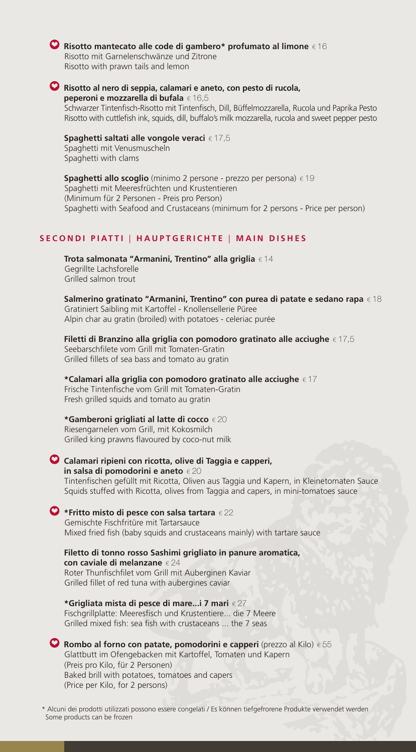**Risotto mantecato alle code di gambero* profumato al limone** € 16
Risotto mit Garnelenschwänze und Zitrone
Risotto with prawn tails and lemon

**Risotto al nero di seppia, calamari e aneto, con pesto di rucola, peperoni e mozzarella di bufala** € 16,5
Schwarzer Tintenfisch-Risotto mit Tintenfisch, Dill, Büffelmozzarella, Rucola und Paprika Pesto
Risotto with cuttlefish ink, squids, dill, buffalo's milk mozzarella, rucola and sweet pepper pesto

**Spaghetti saltati alle vongole veraci** € 17,5
Spaghetti mit Venusmuscheln
Spaghetti with clams

**Spaghetti allo scoglio** (minimo 2 persone - prezzo per persona) € 19
Spaghetti mit Meeresfrüchten und Krustentieren
(Minimum für 2 Personen - Preis pro Person)
Spaghetti with Seafood and Crustaceans (minimum for 2 persons - Price per person)

## SECONDI PIATTI | HAUPTGERICHTE | MAIN DISHES

**Trota salmonata "Armanini, Trentino" alla griglia** € 14
Gegrillte Lachsforelle
Grilled salmon trout

**Salmerino gratinato "Armanini, Trentino" con purea di patate e sedano rapa** € 18
Gratiniert Saibling mit Kartoffel - Knollensellerie Püree
Alpin char au gratin (broiled) with potatoes - celeriac purée

**Filetti di Branzino alla griglia con pomodoro gratinato alle acciughe** € 17,5
Seebarschfilete vom Grill mit Tomaten-Gratin
Grilled fillets of sea bass and tomato au gratin

***Calamari alla griglia con pomodoro gratinato alle acciughe** € 17
Frische Tintenfische vom Grill mit Tomaten-Gratin
Fresh grilled squids and tomato au gratin

***Gamberoni grigliati al latte di cocco** € 20
Riesengarnelen vom Grill, mit Kokosmilch
Grilled king prawns flavoured by coco-nut milk

**Calamari ripieni con ricotta, olive di Taggia e capperi, in salsa di pomodorini e aneto** € 20
Tintenfischen gefüllt mit Ricotta, Oliven aus Taggia und Kapern, in Kleinetomaten Sauce
Squids stuffed with Ricotta, olives from Taggia and capers, in mini-tomatoes sauce

***Fritto misto di pesce con salsa tartara** € 22
Gemischte Fischfritüre mit Tartarsauce
Mixed fried fish (baby squids and crustaceans mainly) with tartare sauce

**Filetto di tonno rosso Sashimi grigliato in panure aromatica, con caviale di melanzane** € 24
Roter Thunfischfilet vom Grill mit Auberginen Kaviar
Grilled fillet of red tuna with aubergines caviar

***Grigliata mista di pesce di mare...i 7 mari** € 27
Fischgrillplatte: Meeresfisch und Krustentiere... die 7 Meere
Grilled mixed fish: sea fish with crustaceans ... the 7 seas

**Rombo al forno con patate, pomodorini e capperi** (prezzo al Kilo) € 55
Glattbutt im Ofengebacken mit Kartoffel, Tomaten und Kapern
(Preis pro Kilo, für 2 Personen)
Baked brill with potatoes, tomatoes and capers
(Price per Kilo, for 2 persons)

* Alcuni dei prodotti utilizzati possono essere congelati / Es können tiefgefrorene Produkte verwendet werden
Some products can be frozen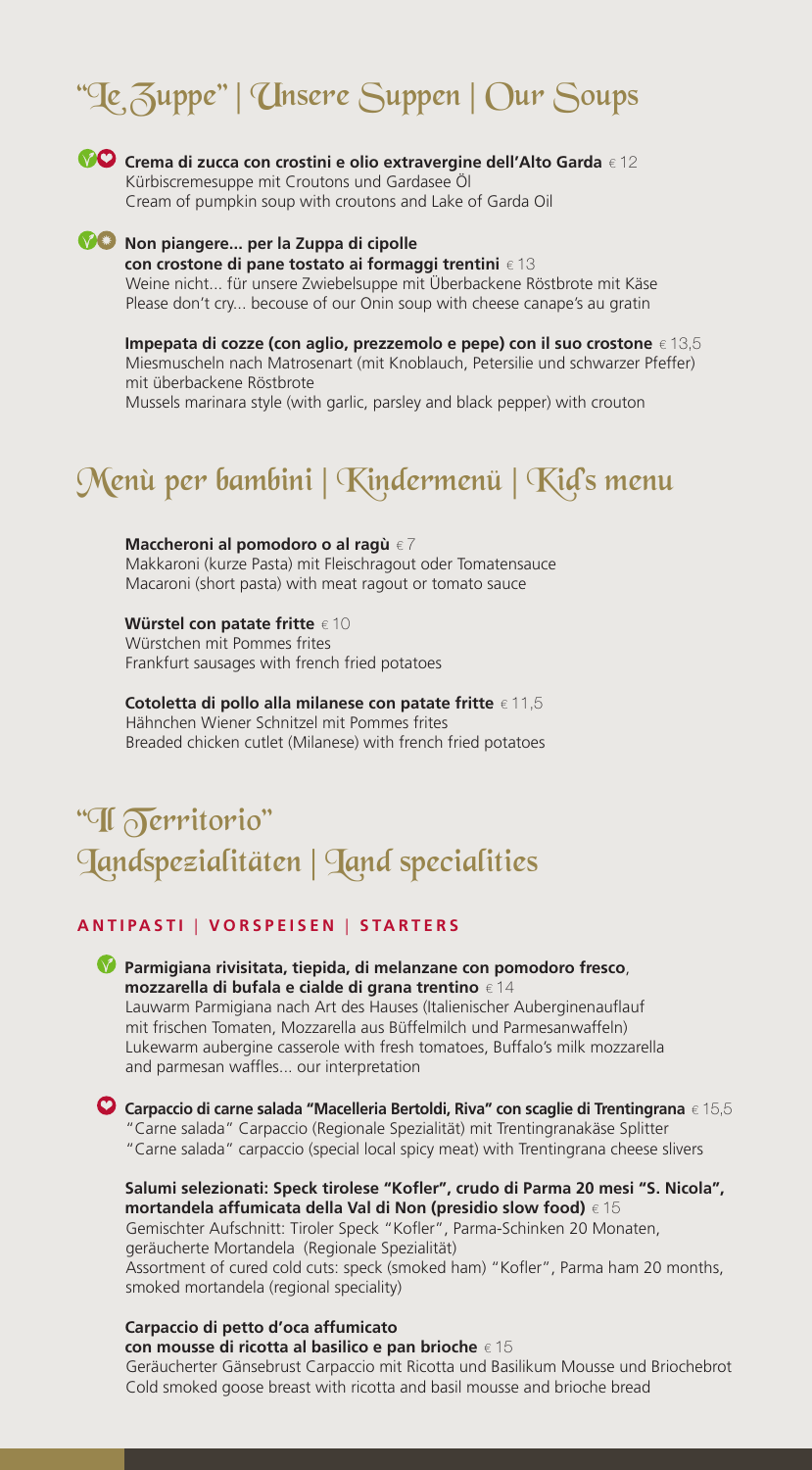# "Le Zuppe" | Unsere Suppen | Our Soups

**Crema di zucca con crostini e olio extravergine dell'Alto Garda** € 12
Kürbiscremesuppe mit Croutons und Gardasee Öl
Cream of pumpkin soup with croutons and Lake of Garda Oil

**Non piangere... per la Zuppa di cipolle con crostone di pane tostato ai formaggi trentini** € 13
Weine nicht... für unsere Zwiebelsuppe mit Überbackene Röstbrote mit Käse
Please don't cry... becouse of our Onin soup with cheese canape's au gratin

**Impepata di cozze (con aglio, prezzemolo e pepe) con il suo crostone** € 13,5
Miesmuscheln nach Matrosenart (mit Knoblauch, Petersilie und schwarzer Pfeffer) mit überbackene Röstbrote
Mussels marinara style (with garlic, parsley and black pepper) with crouton

# Menù per bambini | Kindermenü | Kid's menu

**Maccheroni al pomodoro o al ragù** € 7
Makkaroni (kurze Pasta) mit Fleischragout oder Tomatensauce
Macaroni (short pasta) with meat ragout or tomato sauce

**Würstel con patate fritte** € 10
Würstchen mit Pommes frites
Frankfurt sausages with french fried potatoes

**Cotoletta di pollo alla milanese con patate fritte** € 11,5
Hähnchen Wiener Schnitzel mit Pommes frites
Breaded chicken cutlet (Milanese) with french fried potatoes

# "Il Territorio" Landspezialitäten | Land specialities

## ANTIPASTI | VORSPEISEN | STARTERS

**Parmigiana rivisitata, tiepida, di melanzane con pomodoro fresco, mozzarella di bufala e cialde di grana trentino** € 14
Lauwarm Parmigiana nach Art des Hauses (Italienischer Auberginenauflauf mit frischen Tomaten, Mozzarella aus Büffelmilch und Parmesanwaffeln)
Lukewarm aubergine casserole with fresh tomatoes, Buffalo's milk mozzarella and parmesan waffles... our interpretation

**Carpaccio di carne salada "Macelleria Bertoldi, Riva" con scaglie di Trentingrana** € 15,5
"Carne salada" Carpaccio (Regionale Spezialität) mit Trentingranakäse Splitter
"Carne salada" carpaccio (special local spicy meat) with Trentingrana cheese slivers

**Salumi selezionati: Speck tirolese "Kofler", crudo di Parma 20 mesi "S. Nicola", mortandela affumicata della Val di Non (presidio slow food)** € 15
Gemischter Aufschnitt: Tiroler Speck "Kofler", Parma-Schinken 20 Monaten, geräucherte Mortandela (Regionale Spezialität)
Assortment of cured cold cuts: speck (smoked ham) "Kofler", Parma ham 20 months, smoked mortandela (regional speciality)

**Carpaccio di petto d'oca affumicato con mousse di ricotta al basilico e pan brioche** € 15
Geräucherter Gänsebrust Carpaccio mit Ricotta und Basilikum Mousse und Briochebrot
Cold smoked goose breast with ricotta and basil mousse and brioche bread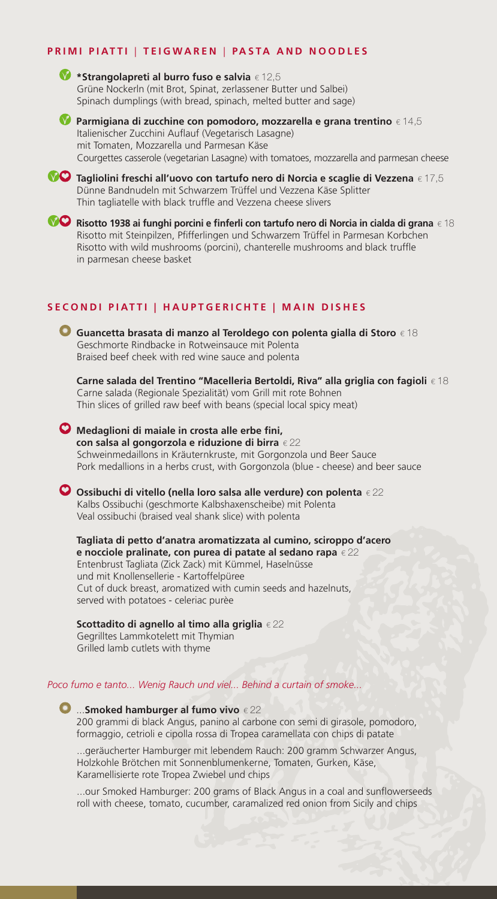## PRIMI PIATTI | TEIGWAREN | PASTA AND NOODLES

**\*Strangolapreti al burro fuso e salvia** € 12,5
Grüne Nockerln (mit Brot, Spinat, zerlassener Butter und Salbei)
Spinach dumplings (with bread, spinach, melted butter and sage)

**Parmigiana di zucchine con pomodoro, mozzarella e grana trentino** € 14,5
Italienischer Zucchini Auflauf (Vegetarisch Lasagne)
mit Tomaten, Mozzarella und Parmesan Käse
Courgettes casserole (vegetarian Lasagne) with tomatoes, mozzarella and parmesan cheese

**Tagliolini freschi all'uovo con tartufo nero di Norcia e scaglie di Vezzena** € 17,5
Dünne Bandnudeln mit Schwarzem Trüffel und Vezzena Käse Splitter
Thin tagliatelle with black truffle and Vezzena cheese slivers

**Risotto 1938 ai funghi porcini e finferli con tartufo nero di Norcia in cialda di grana** € 18
Risotto mit Steinpilzen, Pfifferlingen und Schwarzem Trüffel in Parmesan Korbchen
Risotto with wild mushrooms (porcini), chanterelle mushrooms and black truffle in parmesan cheese basket

## SECONDI PIATTI | HAUPTGERICHTE | MAIN DISHES

**Guancetta brasata di manzo al Teroldego con polenta gialla di Storo** € 18
Geschmorte Rindbacke in Rotweinsauce mit Polenta
Braised beef cheek with red wine sauce and polenta

**Carne salada del Trentino "Macelleria Bertoldi, Riva" alla griglia con fagioli** € 18
Carne salada (Regionale Spezialität) vom Grill mit rote Bohnen
Thin slices of grilled raw beef with beans (special local spicy meat)

**Medaglioni di maiale in crosta alle erbe fini, con salsa al gongorzola e riduzione di birra** € 22
Schweinmedaillons in Kräuternkruste, mit Gorgonzola und Beer Sauce
Pork medallions in a herbs crust, with Gorgonzola (blue - cheese) and beer sauce

**Ossibuchi di vitello (nella loro salsa alle verdure) con polenta** € 22
Kalbs Ossibuchi (geschmorte Kalbshaxenscheibe) mit Polenta
Veal ossibuchi (braised veal shank slice) with polenta

**Tagliata di petto d'anatra aromatizzata al cumino, sciroppo d'acero e nocciole pralinate, con purea di patate al sedano rapa** € 22
Entenbrust Tagliata (Zick Zack) mit Kümmel, Haselnüsse und mit Knollensellerie - Kartoffelpüree
Cut of duck breast, aromatized with cumin seeds and hazelnuts, served with potatoes - celeriac purèe

**Scottadito di agnello al timo alla griglia** € 22
Gegrilltes Lammkotelett mit Thymian
Grilled lamb cutlets with thyme

*Poco fumo e tanto... Wenig Rauch und viel... Behind a curtain of smoke...*

...**Smoked hamburger al fumo vivo** € 22
200 grammi di black Angus, panino al carbone con semi di girasole, pomodoro, formaggio, cetrioli e cipolla rossa di Tropea caramellata con chips di patate

...geräucherter Hamburger mit lebendem Rauch: 200 gramm Schwarzer Angus, Holzkohle Brötchen mit Sonnenblumenkerne, Tomaten, Gurken, Käse, Karamellisierte rote Tropea Zwiebel und chips

...our Smoked Hamburger: 200 grams of Black Angus in a coal and sunflowerseeds roll with cheese, tomato, cucumber, caramalized red onion from Sicily and chips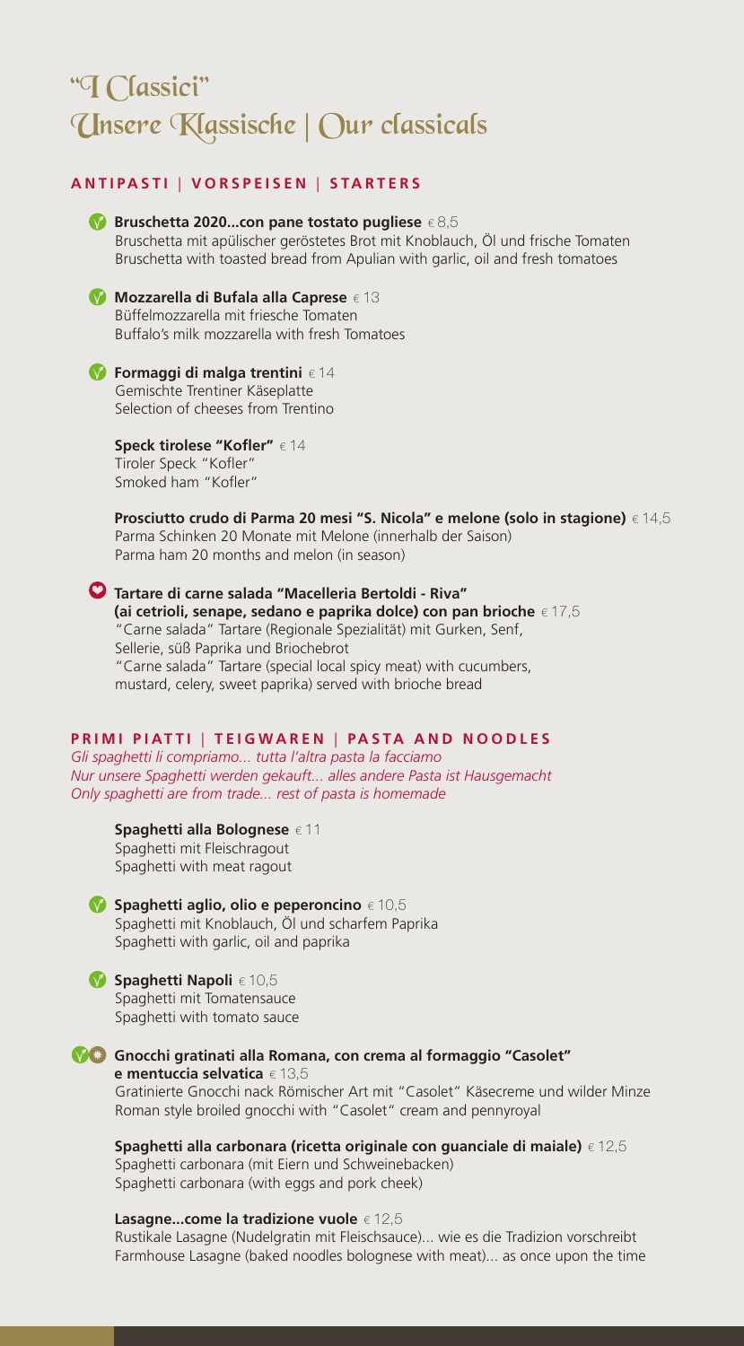# "I Classici"
# Unsere Klassische | Our classicals

## ANTIPASTI | VORSPEISEN | STARTERS

**Bruschetta 2020...con pane tostato pugliese** € 8,5
Bruschetta mit apülischer geröstetes Brot mit Knoblauch, Öl und frische Tomaten
Bruschetta with toasted bread from Apulian with garlic, oil and fresh tomatoes

**Mozzarella di Bufala alla Caprese** € 13
Büffelmozzarella mit friesche Tomaten
Buffalo's milk mozzarella with fresh Tomatoes

**Formaggi di malga trentini** € 14
Gemischte Trentiner Käseplatte
Selection of cheeses from Trentino

**Speck tirolese "Kofler"** € 14
Tiroler Speck "Kofler"
Smoked ham "Kofler"

**Prosciutto crudo di Parma 20 mesi "S. Nicola" e melone (solo in stagione)** € 14,5
Parma Schinken 20 Monate mit Melone (innerhalb der Saison)
Parma ham 20 months and melon (in season)

**Tartare di carne salada "Macelleria Bertoldi - Riva" (ai cetrioli, senape, sedano e paprika dolce) con pan brioche** € 17,5
"Carne salada" Tartare (Regionale Spezialität) mit Gurken, Senf, Sellerie, süß Paprika und Briochebrot
"Carne salada" Tartare (special local spicy meat) with cucumbers, mustard, celery, sweet paprika) served with brioche bread

## PRIMI PIATTI | TEIGWAREN | PASTA AND NOODLES

*Gli spaghetti li compriamo... tutta l'altra pasta la facciamo*
*Nur unsere Spaghetti werden gekauft... alles andere Pasta ist Hausgemacht*
*Only spaghetti are from trade... rest of pasta is homemade*

**Spaghetti alla Bolognese** € 11
Spaghetti mit Fleischragout
Spaghetti with meat ragout

**Spaghetti aglio, olio e peperoncino** € 10,5
Spaghetti mit Knoblauch, Öl und scharfem Paprika
Spaghetti with garlic, oil and paprika

**Spaghetti Napoli** € 10,5
Spaghetti mit Tomatensauce
Spaghetti with tomato sauce

**Gnocchi gratinati alla Romana, con crema al formaggio "Casolet" e mentuccia selvatica** € 13,5
Gratinierte Gnocchi nack Römischer Art mit "Casolet" Käsecreme und wilder Minze
Roman style broiled gnocchi with "Casolet" cream and pennyroyal

**Spaghetti alla carbonara (ricetta originale con guanciale di maiale)** € 12,5
Spaghetti carbonara (mit Eiern und Schweinebacken)
Spaghetti carbonara (with eggs and pork cheek)

**Lasagne...come la tradizione vuole** € 12,5
Rustikale Lasagne (Nudelgratin mit Fleischsauce)... wie es die Tradizion vorschreibt
Farmhouse Lasagne (baked noodles bolognese with meat)... as once upon the time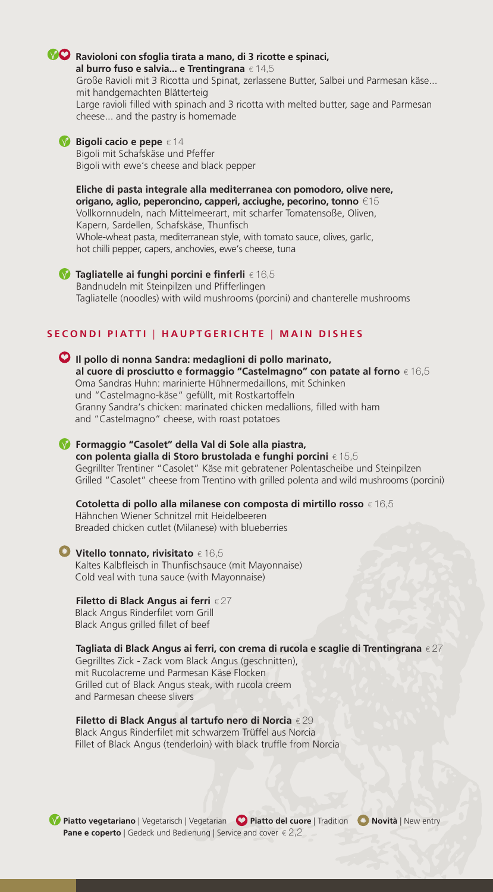**Ravioloni con sfoglia tirata a mano, di 3 ricotte e spinaci, al burro fuso e salvia... e Trentingrana** € 14,5
Große Ravioli mit 3 Ricotta und Spinat, zerlassene Butter, Salbei und Parmesan käse... mit handgemachten Blätterteig
Large ravioli filled with spinach and 3 ricotta with melted butter, sage and Parmesan cheese... and the pastry is homemade

**Bigoli cacio e pepe** € 14
Bigoli mit Schafskäse und Pfeffer
Bigoli with ewe's cheese and black pepper

**Eliche di pasta integrale alla mediterranea con pomodoro, olive nere, origano, aglio, peperoncino, capperi, acciughe, pecorino, tonno** €15
Vollkornnudeln, nach Mittelmeerart, mit scharfer Tomatensoße, Oliven, Kapern, Sardellen, Schafskäse, Thunfisch
Whole-wheat pasta, mediterranean style, with tomato sauce, olives, garlic, hot chilli pepper, capers, anchovies, ewe's cheese, tuna

**Tagliatelle ai funghi porcini e finferli** € 16,5
Bandnudeln mit Steinpilzen und Pfifferlingen
Tagliatelle (noodles) with wild mushrooms (porcini) and chanterelle mushrooms

## SECONDI PIATTI | HAUPTGERICHTE | MAIN DISHES

**Il pollo di nonna Sandra: medaglioni di pollo marinato, al cuore di prosciutto e formaggio "Castelmagno" con patate al forno** € 16,5
Oma Sandras Huhn: marinierte Hühnermedaillons, mit Schinken und "Castelmagno-käse" gefüllt, mit Rostkartoffeln
Granny Sandra's chicken: marinated chicken medallions, filled with ham and "Castelmagno" cheese, with roast potatoes

**Formaggio "Casolet" della Val di Sole alla piastra, con polenta gialla di Storo brustolada e funghi porcini** € 15,5
Gegrillter Trentiner "Casolet" Käse mit gebratener Polentascheibe und Steinpilzen
Grilled "Casolet" cheese from Trentino with grilled polenta and wild mushrooms (porcini)

**Cotoletta di pollo alla milanese con composta di mirtillo rosso** € 16,5
Hähnchen Wiener Schnitzel mit Heidelbeeren
Breaded chicken cutlet (Milanese) with blueberries

**Vitello tonnato, rivisitato** € 16,5
Kaltes Kalbfleisch in Thunfischsauce (mit Mayonnaise)
Cold veal with tuna sauce (with Mayonnaise)

**Filetto di Black Angus ai ferri** € 27
Black Angus Rinderfilet vom Grill
Black Angus grilled fillet of beef

**Tagliata di Black Angus ai ferri, con crema di rucola e scaglie di Trentingrana** € 27
Gegrilltes Zick - Zack vom Black Angus (geschnitten), mit Rucolacreme und Parmesan Käse Flocken
Grilled cut of Black Angus steak, with rucola creem and Parmesan cheese slivers

**Filetto di Black Angus al tartufo nero di Norcia** € 29
Black Angus Rinderfilet mit schwarzem Trüffel aus Norcia
Fillet of Black Angus (tenderloin) with black truffle from Norcia

**Piatto vegetariano** | Vegetarisch | Vegetarian **Piatto del cuore** | Tradition **Novità** | New entry
**Pane e coperto** | Gedeck und Bedienung | Service and cover € 2,2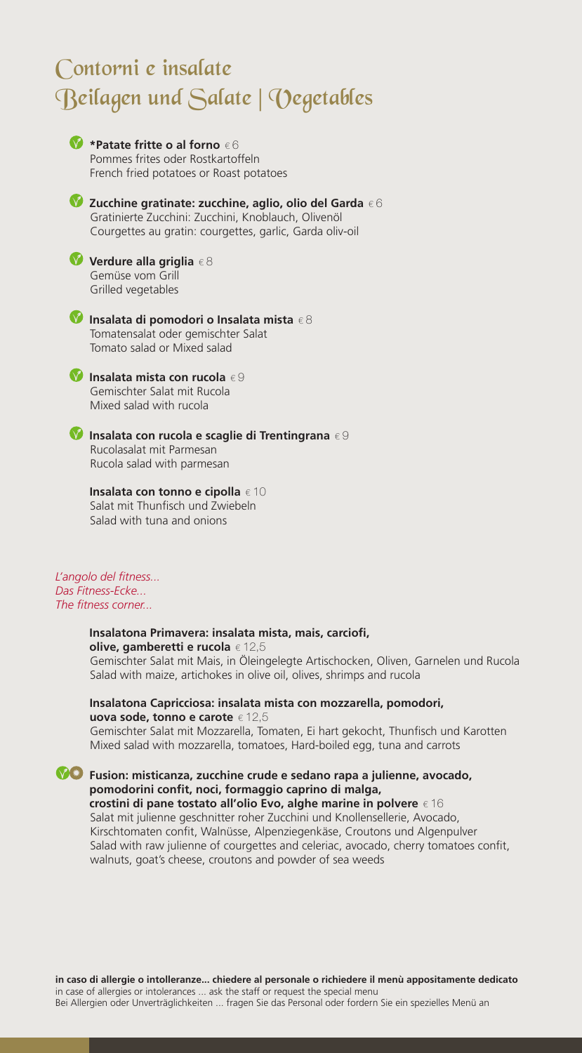# Contorni e insalate
# Beilagen und Salate | Vegetables

**\*Patate fritte o al forno** € 6
Pommes frites oder Rostkartoffeln
French fried potatoes or Roast potatoes

**Zucchine gratinate: zucchine, aglio, olio del Garda** € 6
Gratinierte Zucchini: Zucchini, Knoblauch, Olivenöl
Courgettes au gratin: courgettes, garlic, Garda oliv-oil

**Verdure alla griglia** € 8
Gemüse vom Grill
Grilled vegetables

**Insalata di pomodori o Insalata mista** € 8
Tomatensalat oder gemischter Salat
Tomato salad or Mixed salad

**Insalata mista con rucola** € 9
Gemischter Salat mit Rucola
Mixed salad with rucola

**Insalata con rucola e scaglie di Trentingrana** € 9
Rucolasalat mit Parmesan
Rucola salad with parmesan

**Insalata con tonno e cipolla** € 10
Salat mit Thunfisch und Zwiebeln
Salad with tuna and onions

*L'angolo del fitness...*
*Das Fitness-Ecke...*
*The fitness corner...*

**Insalatona Primavera: insalata mista, mais, carciofi, olive, gamberetti e rucola** € 12,5
Gemischter Salat mit Mais, in Öleingelegte Artischocken, Oliven, Garnelen und Rucola
Salad with maize, artichokes in olive oil, olives, shrimps and rucola

**Insalatona Capricciosa: insalata mista con mozzarella, pomodori, uova sode, tonno e carote** € 12,5
Gemischter Salat mit Mozzarella, Tomaten, Ei hart gekocht, Thunfisch und Karotten
Mixed salad with mozzarella, tomatoes, Hard-boiled egg, tuna and carrots

**Fusion: misticanza, zucchine crude e sedano rapa a julienne, avocado, pomodorini confit, noci, formaggio caprino di malga, crostini di pane tostato all'olio Evo, alghe marine in polvere** € 16
Salat mit julienne geschnitter roher Zucchini und Knollensellerie, Avocado, Kirschtomaten confit, Walnüsse, Alpenziegenkäse, Croutons und Algenpulver
Salad with raw julienne of courgettes and celeriac, avocado, cherry tomatoes confit, walnuts, goat's cheese, croutons and powder of sea weeds

**in caso di allergie o intolleranze... chiedere al personale o richiedere il menù appositamente dedicato**
in case of allergies or intolerances ... ask the staff or request the special menu
Bei Allergien oder Unverträglichkeiten ... fragen Sie das Personal oder fordern Sie ein spezielles Menü an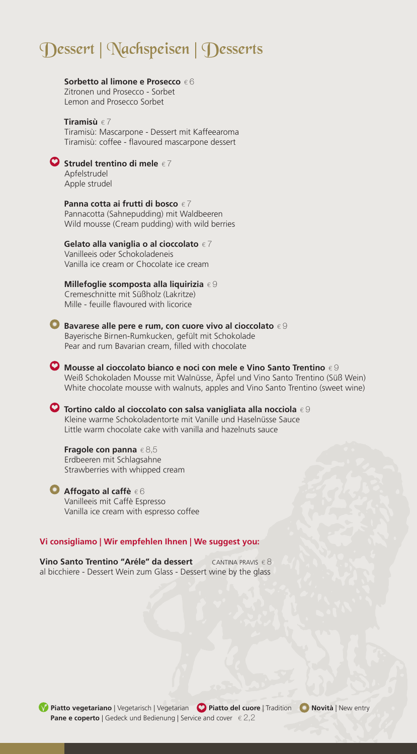# Dessert | Nachspeisen | Desserts

**Sorbetto al limone e Prosecco** € 6
Zitronen und Prosecco - Sorbet
Lemon and Prosecco Sorbet

**Tiramisù** € 7
Tiramisù: Mascarpone - Dessert mit Kaffeearoma
Tiramisù: coffee - flavoured mascarpone dessert

❤ **Strudel trentino di mele** € 7
Apfelstrudel
Apple strudel

**Panna cotta ai frutti di bosco** € 7
Pannacotta (Sahnepudding) mit Waldbeeren
Wild mousse (Cream pudding) with wild berries

**Gelato alla vaniglia o al cioccolato** € 7
Vanilleeis oder Schokoladeneis
Vanilla ice cream or Chocolate ice cream

**Millefoglie scomposta alla liquirizia** € 9
Cremeschnitte mit Süßholz (Lakritze)
Mille - feuille flavoured with licorice

✸ **Bavarese alle pere e rum, con cuore vivo al cioccolato** € 9
Bayerische Birnen-Rumkucken, gefült mit Schokolade
Pear and rum Bavarian cream, filled with chocolate

❤ **Mousse al cioccolato bianco e noci con mele e Vino Santo Trentino** € 9
Weiß Schokoladen Mousse mit Walnüsse, Äpfel und Vino Santo Trentino (Süß Wein)
White chocolate mousse with walnuts, apples and Vino Santo Trentino (sweet wine)

❤ **Tortino caldo al cioccolato con salsa vanigliata alla nocciola** € 9
Kleine warme Schokoladentorte mit Vanille und Haselnüsse Sauce
Little warm chocolate cake with vanilla and hazelnuts sauce

**Fragole con panna** € 8,5
Erdbeeren mit Schlagsahne
Strawberries with whipped cream

✸ **Affogato al caffè** € 6
Vanilleeis mit Caffè Espresso
Vanilla ice cream with espresso coffee

**Vi consigliamo | Wir empfehlen Ihnen | We suggest you:**

**Vino Santo Trentino "Aréle" da dessert** CANTINA PRAVIS € 8
al bicchiere - Dessert Wein zum Glass - Dessert wine by the glass

**Piatto vegetariano** | Vegetarisch | Vegetarian ❤ **Piatto del cuore** | Tradition ✸ **Novità** | New entry
**Pane e coperto** | Gedeck und Bedienung | Service and cover € 2,2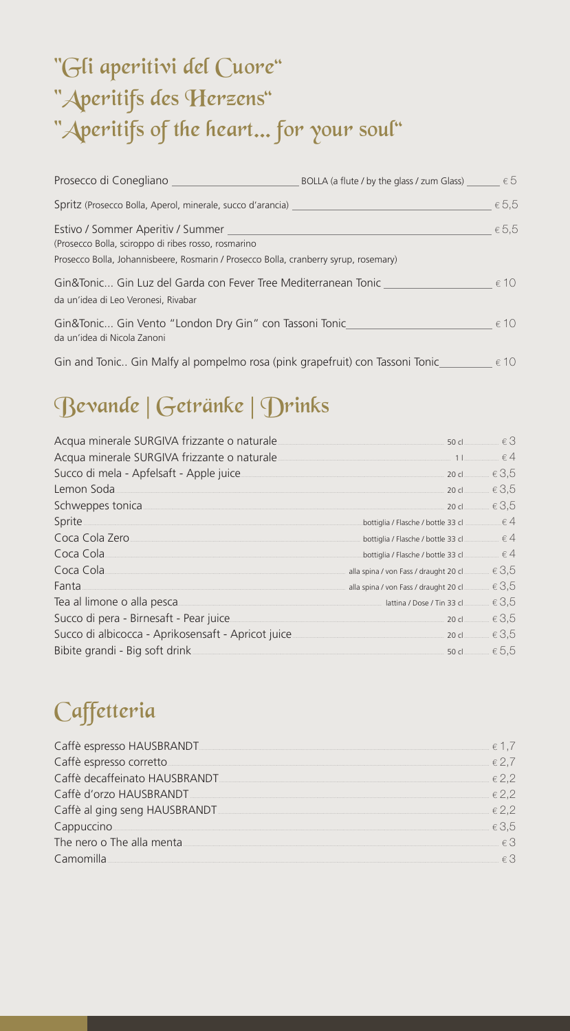# "Gli aperitivi del Cuore"
# "Aperitifs des Herzens"
# "Aperitifs of the heart... for your soul"

| | | |
|---|---|---|
| Prosecco di Conegliano | BOLLA (a flute / by the glass / zum Glass) | € 5 |
| Spritz (Prosecco Bolla, Aperol, minerale, succo d'arancia) | | € 5,5 |
| Estivo / Sommer Aperitiv / Summer<br>(Prosecco Bolla, sciroppo di ribes rosso, rosmarino<br>Prosecco Bolla, Johannisbeere, Rosmarin / Prosecco Bolla, cranberry syrup, rosemary) | | € 5,5 |
| Gin&Tonic... Gin Luz del Garda con Fever Tree Mediterranean Tonic<br>da un'idea di Leo Veronesi, Rivabar | | € 10 |
| Gin&Tonic... Gin Vento "London Dry Gin" con Tassoni Tonic<br>da un'idea di Nicola Zanoni | | € 10 |
| Gin and Tonic.. Gin Malfy al pompelmo rosa (pink grapefruit) con Tassoni Tonic | | € 10 |

## Bevande | Getränke | Drinks

| | | |
|---|---|---|
| Acqua minerale SURGIVA frizzante o naturale | 50 cl | € 3 |
| Acqua minerale SURGIVA frizzante o naturale | 1 l | € 4 |
| Succo di mela - Apfelsaft - Apple juice | 20 cl | € 3,5 |
| Lemon Soda | 20 cl | € 3,5 |
| Schweppes tonica | 20 cl | € 3,5 |
| Sprite | bottiglia / Flasche / bottle 33 cl | € 4 |
| Coca Cola Zero | bottiglia / Flasche / bottle 33 cl | € 4 |
| Coca Cola | bottiglia / Flasche / bottle 33 cl | € 4 |
| Coca Cola | alla spina / von Fass / draught 20 cl | € 3,5 |
| Fanta | alla spina / von Fass / draught 20 cl | € 3,5 |
| Tea al limone o alla pesca | lattina / Dose / Tin 33 cl | € 3,5 |
| Succo di pera - Birnesaft - Pear juice | 20 cl | € 3,5 |
| Succo di albicocca - Aprikosensaft - Apricot juice | 20 cl | € 3,5 |
| Bibite grandi - Big soft drink | 50 cl | € 5,5 |

## Caffetteria

| | |
|---|---|
| Caffè espresso HAUSBRANDT | € 1,7 |
| Caffè espresso corretto | € 2,7 |
| Caffè decaffeinato HAUSBRANDT | € 2,2 |
| Caffè d'orzo HAUSBRANDT | € 2,2 |
| Caffè al ging seng HAUSBRANDT | € 2,2 |
| Cappuccino | € 3,5 |
| The nero o The alla menta | € 3 |
| Camomilla | € 3 |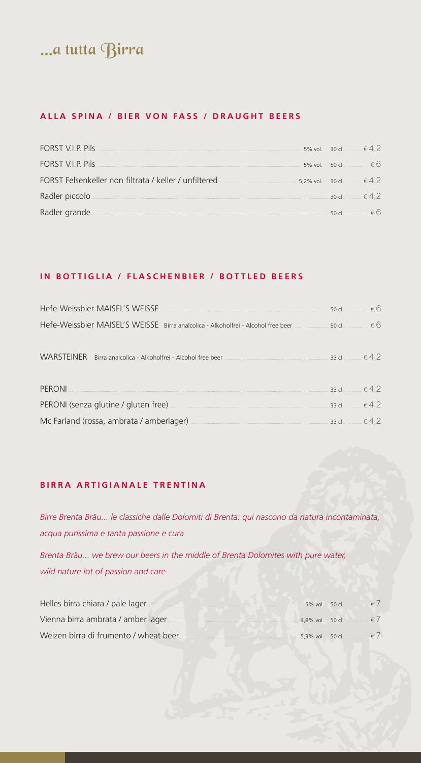# ...a tutta Birra

## ALLA SPINA / BIER VON FASS / DRAUGHT BEERS

| | | | |
|---|---|---|---|
| FORST V.I.P. Pils | 5% vol. | 30 cl | € 4,2 |
| FORST V.I.P. Pils | 5% vol. | 50 cl | € 6 |
| FORST Felsenkeller non filtrata / keller / unfiltered | 5,2% vol. | 30 cl | € 4,2 |
| Radler piccolo | | 30 cl | € 4,2 |
| Radler grande | | 50 cl | € 6 |

## IN BOTTIGLIA / FLASCHENBIER / BOTTLED BEERS

| | | |
|---|---|---|
| Hefe-Weissbier MAISEL'S WEISSE | 50 cl | € 6 |
| Hefe-Weissbier MAISEL'S WEISSE Birra analcolica - Alkoholfrei - Alcohol free beer | 50 cl | € 6 |
| WARSTEINER Birra analcolica - Alkoholfrei - Alcohol free beer | 33 cl | € 4,2 |
| PERONI | 33 cl | € 4,2 |
| PERONI (senza glutine / gluten free) | 33 cl | € 4,2 |
| Mc Farland (rossa, ambrata / amberlager) | 33 cl | € 4,2 |

## BIRRA ARTIGIANALE TRENTINA

*Birre Brenta Bräu... le classiche dalle Dolomiti di Brenta: qui nascono da natura incontaminata, acqua purissima e tanta passione e cura*

*Brenta Bräu... we brew our beers in the middle of Brenta Dolomites with pure water, wild nature lot of passion and care*

| | | | |
|---|---|---|---|
| Helles birra chiara / pale lager | 5% vol. | 50 cl | € 7 |
| Vienna birra ambrata / amber lager | 4,8% vol. | 50 cl | € 7 |
| Weizen birra di frumento / wheat beer | 5,3% vol. | 50 cl | € 7 |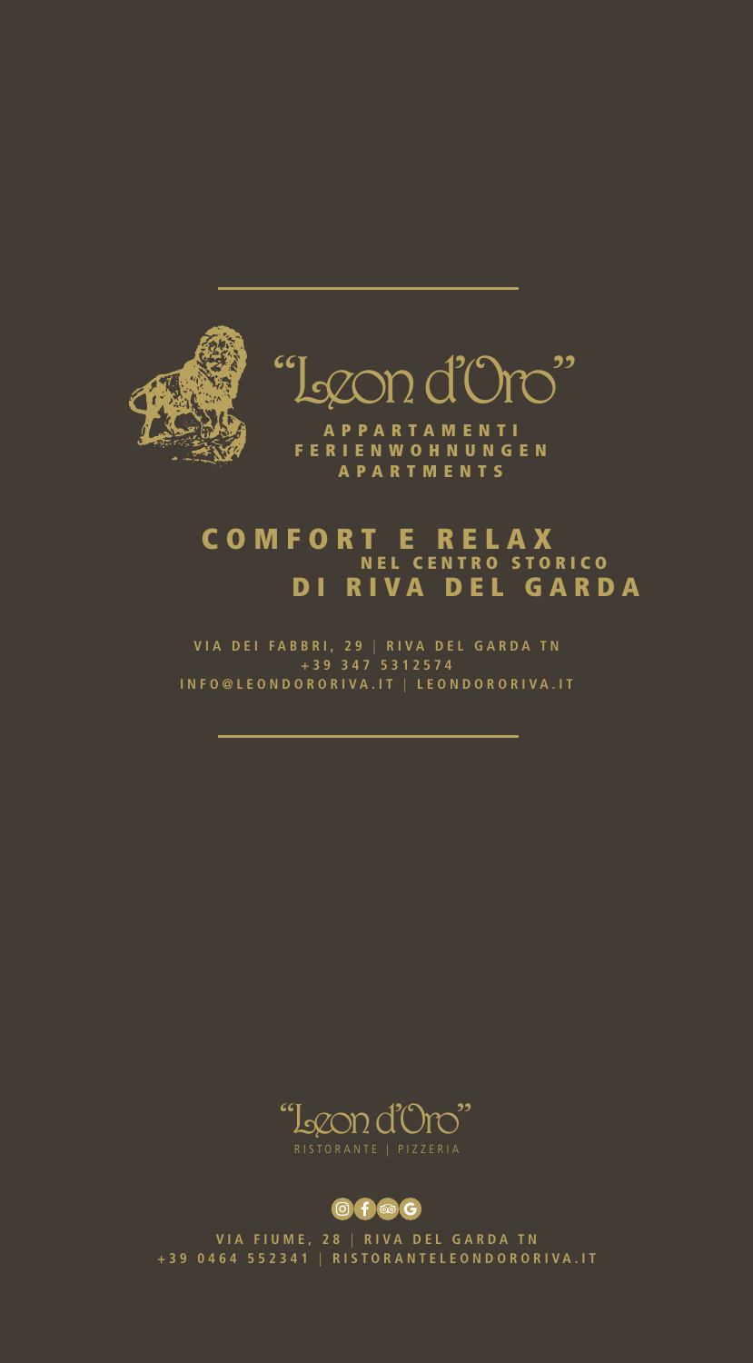# "Leon d'Oro"

APPARTAMENTI
FERIENWOHNUNGEN
APARTMENTS

## COMFORT E RELAX NEL CENTRO STORICO DI RIVA DEL GARDA

VIA DEI FABBRI, 29 | RIVA DEL GARDA TN
+39 347 5312574
INFO@LEONDORORIVA.IT | LEONDORORIVA.IT

"Leon d'Oro"
RISTORANTE | PIZZERIA

VIA FIUME, 28 | RIVA DEL GARDA TN
+39 0464 552341 | RISTORANTELEONDORORIVA.IT